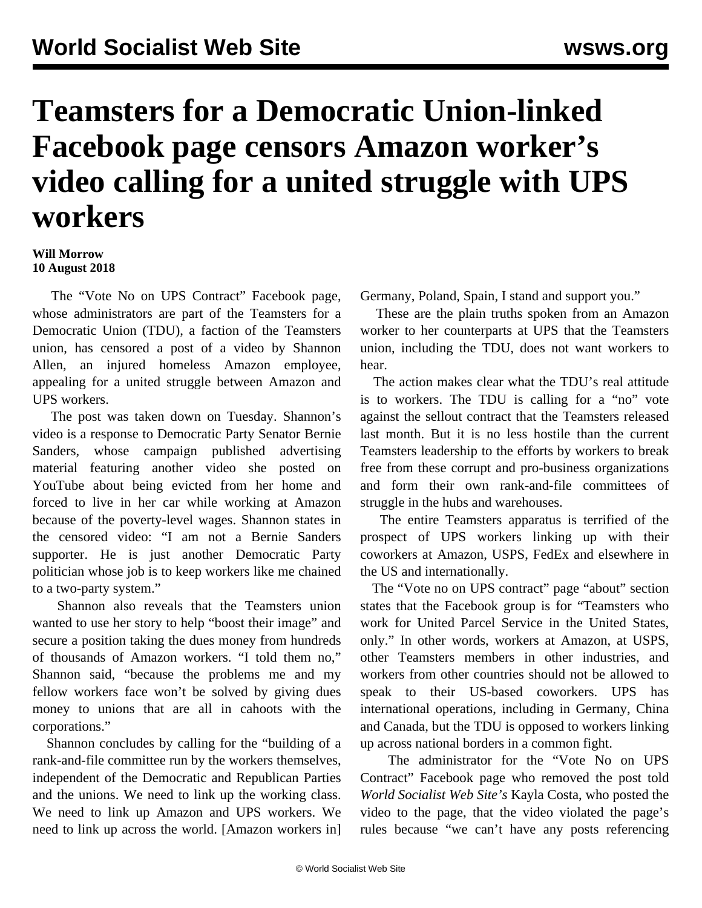# Teamsters for a Democratic Union-linked Facebook page censors Amazon worker's video calling for a united struggle with UPS workers

**Will Morrow**
**10 August 2018**

The "Vote No on UPS Contract" Facebook page, whose administrators are part of the Teamsters for a Democratic Union (TDU), a faction of the Teamsters union, has censored a post of a video by Shannon Allen, an injured homeless Amazon employee, appealing for a united struggle between Amazon and UPS workers.

The post was taken down on Tuesday. Shannon's video is a response to Democratic Party Senator Bernie Sanders, whose campaign published advertising material featuring another video she posted on YouTube about being evicted from her home and forced to live in her car while working at Amazon because of the poverty-level wages. Shannon states in the censored video: "I am not a Bernie Sanders supporter. He is just another Democratic Party politician whose job is to keep workers like me chained to a two-party system."

Shannon also reveals that the Teamsters union wanted to use her story to help "boost their image" and secure a position taking the dues money from hundreds of thousands of Amazon workers. "I told them no," Shannon said, "because the problems me and my fellow workers face won't be solved by giving dues money to unions that are all in cahoots with the corporations."

Shannon concludes by calling for the "building of a rank-and-file committee run by the workers themselves, independent of the Democratic and Republican Parties and the unions. We need to link up the working class. We need to link up Amazon and UPS workers. We need to link up across the world. [Amazon workers in] Germany, Poland, Spain, I stand and support you."

These are the plain truths spoken from an Amazon worker to her counterparts at UPS that the Teamsters union, including the TDU, does not want workers to hear.

The action makes clear what the TDU's real attitude is to workers. The TDU is calling for a "no" vote against the sellout contract that the Teamsters released last month. But it is no less hostile than the current Teamsters leadership to the efforts by workers to break free from these corrupt and pro-business organizations and form their own rank-and-file committees of struggle in the hubs and warehouses.

The entire Teamsters apparatus is terrified of the prospect of UPS workers linking up with their coworkers at Amazon, USPS, FedEx and elsewhere in the US and internationally.

The "Vote no on UPS contract" page "about" section states that the Facebook group is for "Teamsters who work for United Parcel Service in the United States, only." In other words, workers at Amazon, at USPS, other Teamsters members in other industries, and workers from other countries should not be allowed to speak to their US-based coworkers. UPS has international operations, including in Germany, China and Canada, but the TDU is opposed to workers linking up across national borders in a common fight.

The administrator for the "Vote No on UPS Contract" Facebook page who removed the post told *World Socialist Web Site's* Kayla Costa, who posted the video to the page, that the video violated the page's rules because "we can't have any posts referencing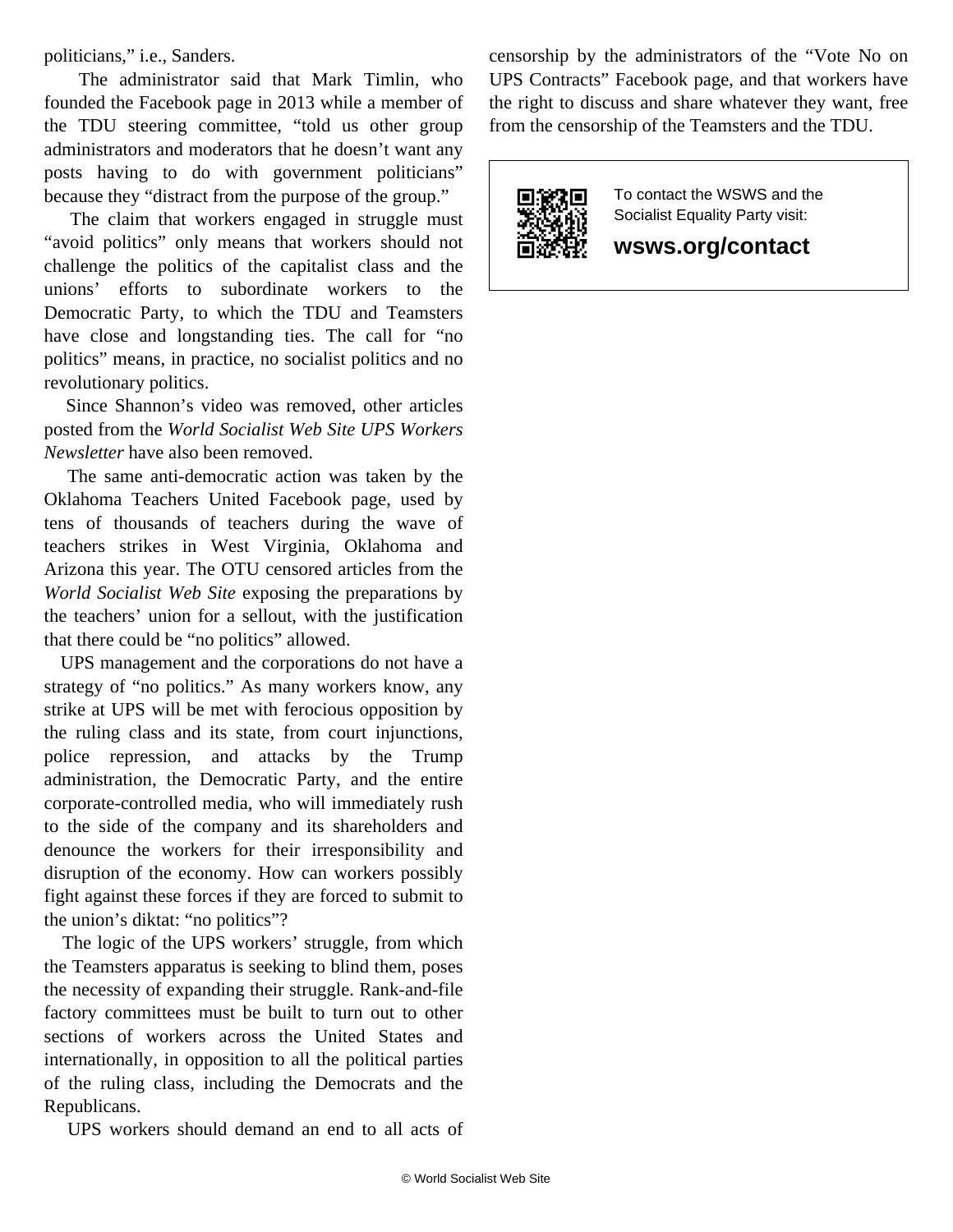politicians," i.e., Sanders.

The administrator said that Mark Timlin, who founded the Facebook page in 2013 while a member of the TDU steering committee, "told us other group administrators and moderators that he doesn't want any posts having to do with government politicians" because they "distract from the purpose of the group."

The claim that workers engaged in struggle must "avoid politics" only means that workers should not challenge the politics of the capitalist class and the unions' efforts to subordinate workers to the Democratic Party, to which the TDU and Teamsters have close and longstanding ties. The call for "no politics" means, in practice, no socialist politics and no revolutionary politics.

Since Shannon's video was removed, other articles posted from the *World Socialist Web Site UPS Workers Newsletter* have also been removed.

The same anti-democratic action was taken by the Oklahoma Teachers United Facebook page, used by tens of thousands of teachers during the wave of teachers strikes in West Virginia, Oklahoma and Arizona this year. The OTU censored articles from the *World Socialist Web Site* exposing the preparations by the teachers' union for a sellout, with the justification that there could be "no politics" allowed.

UPS management and the corporations do not have a strategy of "no politics." As many workers know, any strike at UPS will be met with ferocious opposition by the ruling class and its state, from court injunctions, police repression, and attacks by the Trump administration, the Democratic Party, and the entire corporate-controlled media, who will immediately rush to the side of the company and its shareholders and denounce the workers for their irresponsibility and disruption of the economy. How can workers possibly fight against these forces if they are forced to submit to the union's diktat: "no politics"?

The logic of the UPS workers' struggle, from which the Teamsters apparatus is seeking to blind them, poses the necessity of expanding their struggle. Rank-and-file factory committees must be built to turn out to other sections of workers across the United States and internationally, in opposition to all the political parties of the ruling class, including the Democrats and the Republicans.

UPS workers should demand an end to all acts of censorship by the administrators of the "Vote No on UPS Contracts" Facebook page, and that workers have the right to discuss and share whatever they want, free from the censorship of the Teamsters and the TDU.

To contact the WSWS and the Socialist Equality Party visit:

**wsws.org/contact**